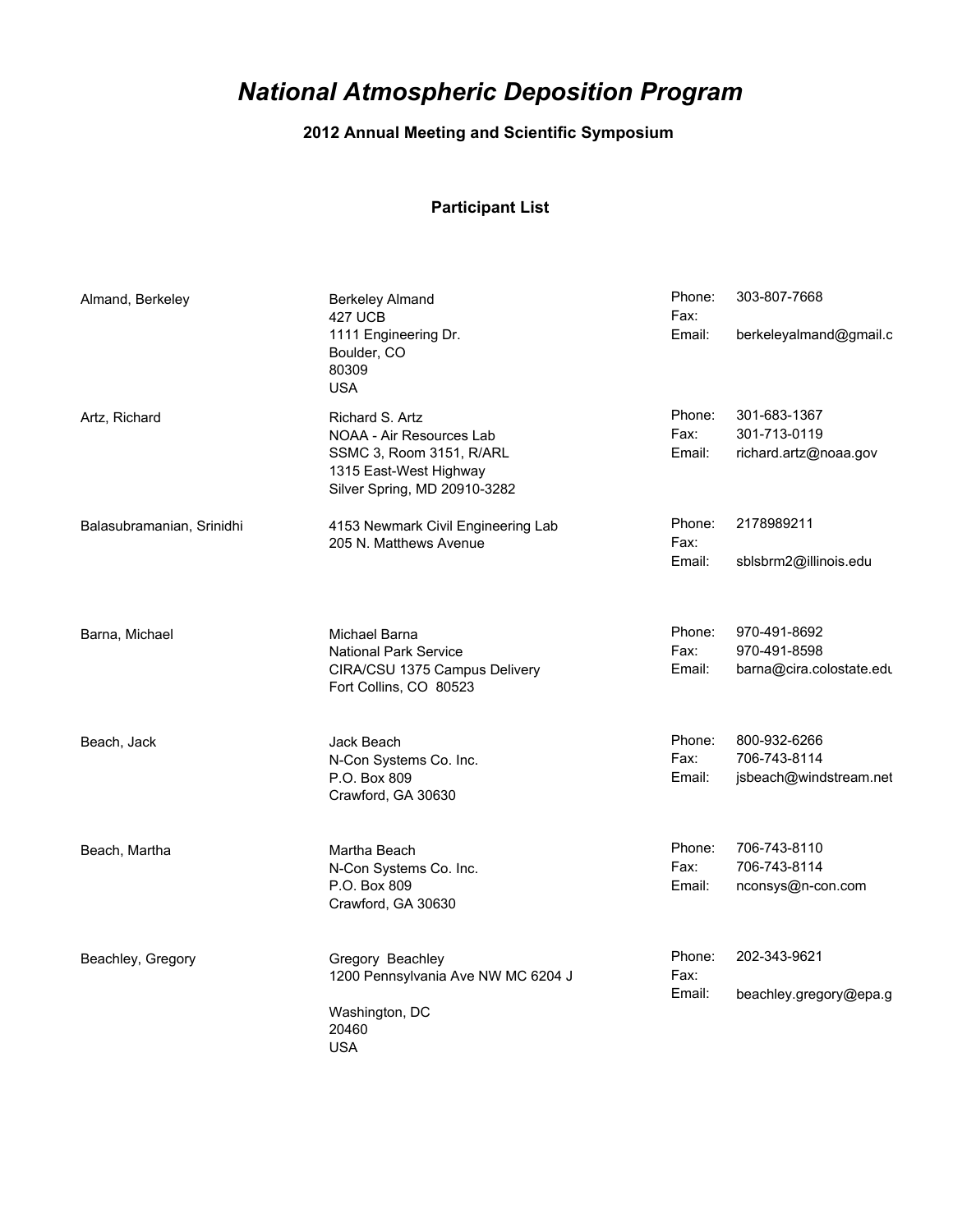# *National Atmospheric Deposition Program*

### 2012 Annual Meeting and Scientific Symposium

### Participant List

| Name | Address | Contact |
|---|---|---|
| Almand, Berkeley | Berkeley Almand<br>427 UCB<br>1111 Engineering Dr.<br>Boulder, CO<br>80309<br>USA | Phone: 303-807-7668<br>Fax:<br>Email: berkeleyalmand@gmail.c |
| Artz, Richard | Richard S. Artz<br>NOAA - Air Resources Lab<br>SSMC 3, Room 3151, R/ARL<br>1315 East-West Highway<br>Silver Spring, MD 20910-3282 | Phone: 301-683-1367<br>Fax: 301-713-0119<br>Email: richard.artz@noaa.gov |
| Balasubramanian, Srinidhi | 4153 Newmark Civil Engineering Lab<br>205 N. Matthews Avenue | Phone: 2178989211<br>Fax:<br>Email: sblsbrm2@illinois.edu |
| Barna, Michael | Michael Barna<br>National Park Service<br>CIRA/CSU 1375 Campus Delivery<br>Fort Collins, CO 80523 | Phone: 970-491-8692<br>Fax: 970-491-8598<br>Email: barna@cira.colostate.edu |
| Beach, Jack | Jack Beach<br>N-Con Systems Co. Inc.<br>P.O. Box 809<br>Crawford, GA 30630 | Phone: 800-932-6266<br>Fax: 706-743-8114<br>Email: jsbeach@windstream.net |
| Beach, Martha | Martha Beach<br>N-Con Systems Co. Inc.<br>P.O. Box 809<br>Crawford, GA 30630 | Phone: 706-743-8110<br>Fax: 706-743-8114<br>Email: nconsys@n-con.com |
| Beachley, Gregory | Gregory Beachley<br>1200 Pennsylvania Ave NW MC 6204 J<br>Washington, DC<br>20460<br>USA | Phone: 202-343-9621<br>Fax:<br>Email: beachley.gregory@epa.g |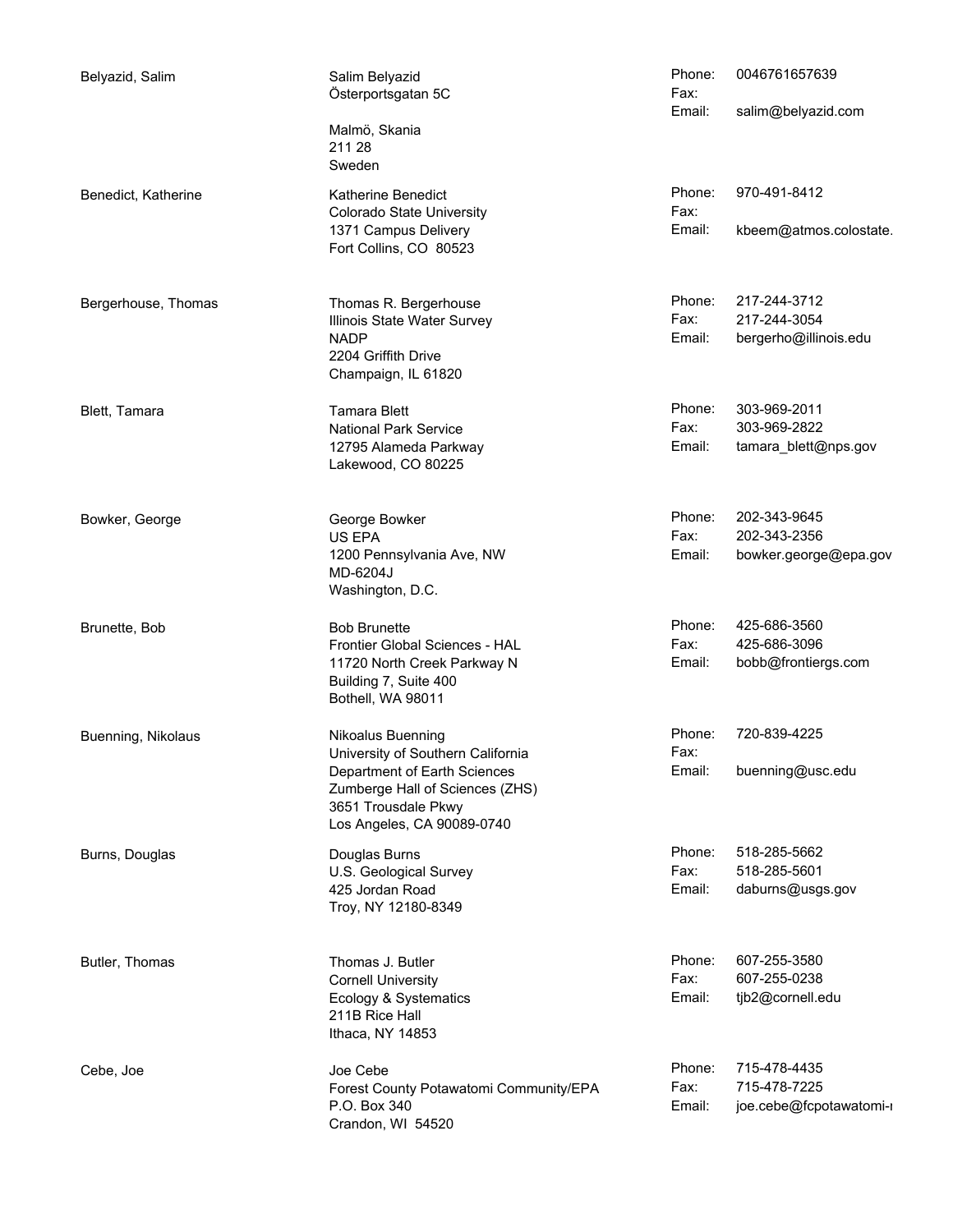| Name | Address | Contact |
|---|---|---|
| Belyazid, Salim | Salim Belyazid<br>Österportsgatan 5C<br><br>Malmö, Skania<br>211 28<br>Sweden | Phone: 0046761657639<br>Fax:<br>Email: salim@belyazid.com |
| Benedict, Katherine | Katherine Benedict<br>Colorado State University<br>1371 Campus Delivery<br>Fort Collins, CO 80523 | Phone: 970-491-8412<br>Fax:<br>Email: kbeem@atmos.colostate. |
| Bergerhouse, Thomas | Thomas R. Bergerhouse<br>Illinois State Water Survey<br>NADP<br>2204 Griffith Drive<br>Champaign, IL 61820 | Phone: 217-244-3712<br>Fax: 217-244-3054<br>Email: bergerho@illinois.edu |
| Blett, Tamara | Tamara Blett<br>National Park Service<br>12795 Alameda Parkway<br>Lakewood, CO 80225 | Phone: 303-969-2011<br>Fax: 303-969-2822<br>Email: tamara_blett@nps.gov |
| Bowker, George | George Bowker<br>US EPA<br>1200 Pennsylvania Ave, NW<br>MD-6204J<br>Washington, D.C. | Phone: 202-343-9645<br>Fax: 202-343-2356<br>Email: bowker.george@epa.gov |
| Brunette, Bob | Bob Brunette<br>Frontier Global Sciences - HAL<br>11720 North Creek Parkway N<br>Building 7, Suite 400<br>Bothell, WA 98011 | Phone: 425-686-3560<br>Fax: 425-686-3096<br>Email: bobb@frontiergs.com |
| Buenning, Nikolaus | Nikoalus Buenning<br>University of Southern California<br>Department of Earth Sciences<br>Zumberge Hall of Sciences (ZHS)<br>3651 Trousdale Pkwy<br>Los Angeles, CA 90089-0740 | Phone: 720-839-4225<br>Fax:<br>Email: buenning@usc.edu |
| Burns, Douglas | Douglas Burns<br>U.S. Geological Survey<br>425 Jordan Road<br>Troy, NY 12180-8349 | Phone: 518-285-5662<br>Fax: 518-285-5601<br>Email: daburns@usgs.gov |
| Butler, Thomas | Thomas J. Butler<br>Cornell University<br>Ecology & Systematics<br>211B Rice Hall<br>Ithaca, NY 14853 | Phone: 607-255-3580<br>Fax: 607-255-0238<br>Email: tjb2@cornell.edu |
| Cebe, Joe | Joe Cebe<br>Forest County Potawatomi Community/EPA<br>P.O. Box 340<br>Crandon, WI 54520 | Phone: 715-478-4435<br>Fax: 715-478-7225<br>Email: joe.cebe@fcpotawatomi-r |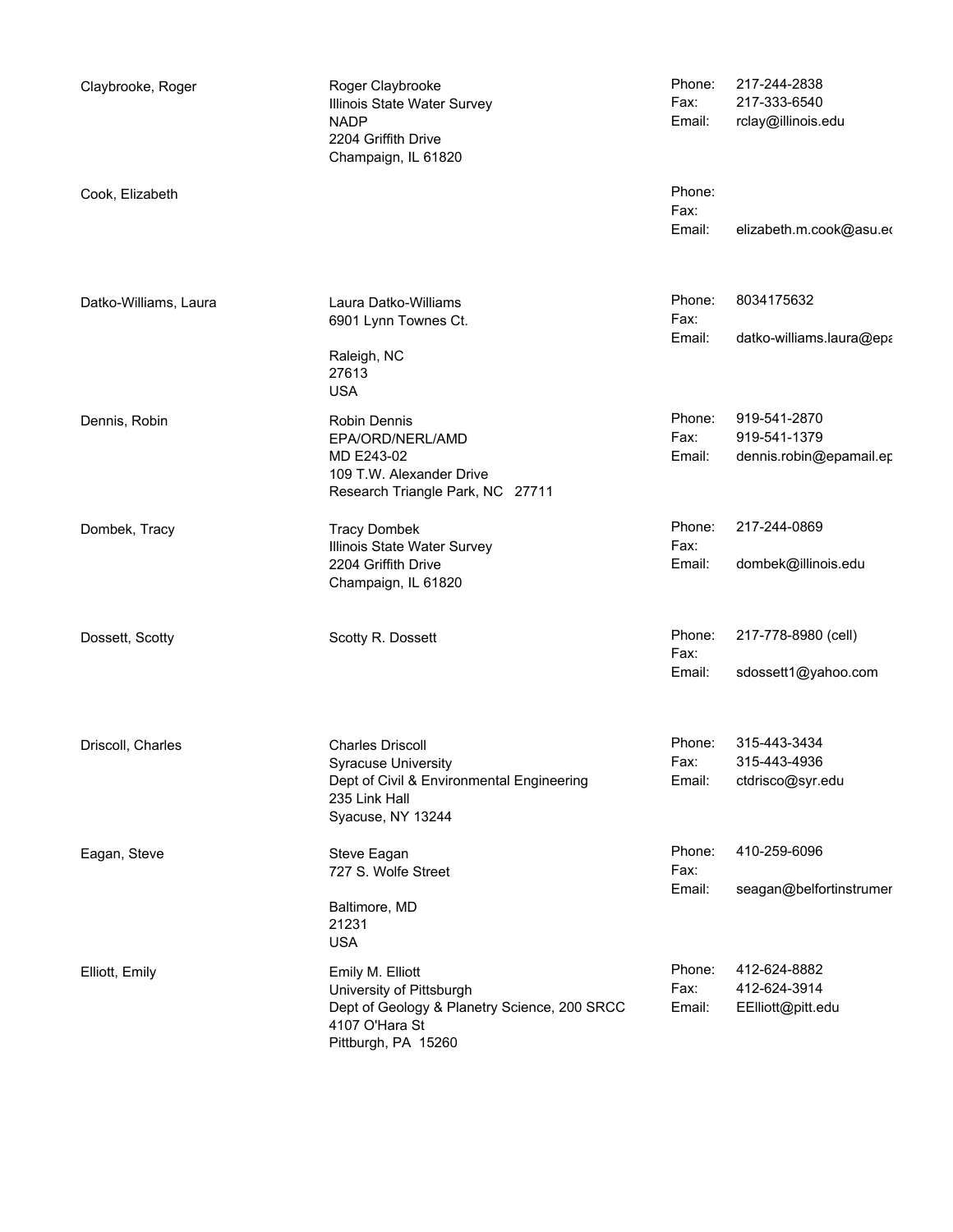| Name | Address | Contact | |
|---|---|---|---|
| Claybrooke, Roger | Roger Claybrooke<br>Illinois State Water Survey<br>NADP<br>2204 Griffith Drive<br>Champaign, IL 61820 | Phone:<br>Fax:<br>Email: | 217-244-2838<br>217-333-6540<br>rclay@illinois.edu |
| Cook, Elizabeth | | Phone:<br>Fax:<br>Email: | <br><br>elizabeth.m.cook@asu.ed |
| Datko-Williams, Laura | Laura Datko-Williams<br>6901 Lynn Townes Ct.<br><br>Raleigh, NC<br>27613<br>USA | Phone:<br>Fax:<br>Email: | 8034175632<br><br>datko-williams.laura@epa |
| Dennis, Robin | Robin Dennis<br>EPA/ORD/NERL/AMD<br>MD E243-02<br>109 T.W. Alexander Drive<br>Research Triangle Park, NC 27711 | Phone:<br>Fax:<br>Email: | 919-541-2870<br>919-541-1379<br>dennis.robin@epamail.ep |
| Dombek, Tracy | Tracy Dombek<br>Illinois State Water Survey<br>2204 Griffith Drive<br>Champaign, IL 61820 | Phone:<br>Fax:<br>Email: | 217-244-0869<br><br>dombek@illinois.edu |
| Dossett, Scotty | Scotty R. Dossett | Phone:<br>Fax:<br>Email: | 217-778-8980 (cell)<br><br>sdossett1@yahoo.com |
| Driscoll, Charles | Charles Driscoll<br>Syracuse University<br>Dept of Civil & Environmental Engineering<br>235 Link Hall<br>Syacuse, NY 13244 | Phone:<br>Fax:<br>Email: | 315-443-3434<br>315-443-4936<br>ctdrisco@syr.edu |
| Eagan, Steve | Steve Eagan<br>727 S. Wolfe Street<br><br>Baltimore, MD<br>21231<br>USA | Phone:<br>Fax:<br>Email: | 410-259-6096<br><br>seagan@belfortinstrumer |
| Elliott, Emily | Emily M. Elliott<br>University of Pittsburgh<br>Dept of Geology & Planetry Science, 200 SRCC<br>4107 O'Hara St<br>Pittburgh, PA 15260 | Phone:<br>Fax:<br>Email: | 412-624-8882<br>412-624-3914<br>EElliott@pitt.edu |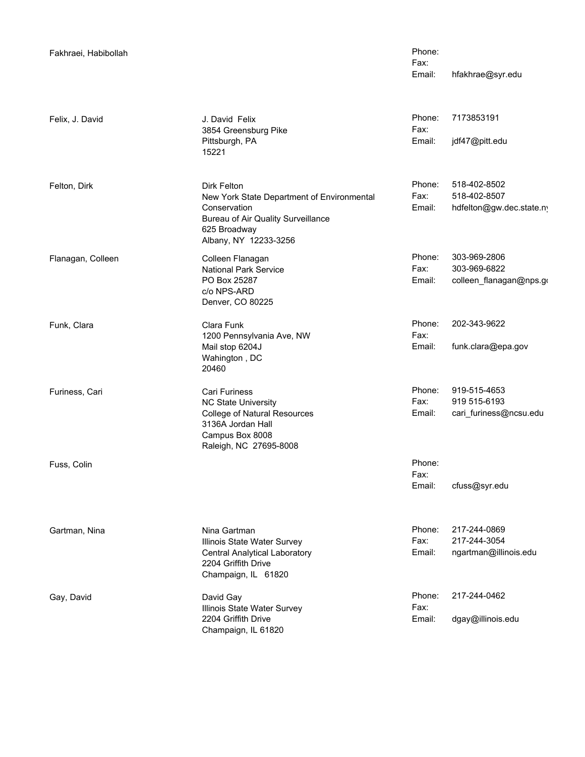| Name | Address | Contact | |
| --- | --- | --- | --- |
| Fakhraei, Habibollah | | Phone:<br>Fax:<br>Email: | <br><br>hfakhrae@syr.edu |
| Felix, J. David | J. David Felix<br>3854 Greensburg Pike<br>Pittsburgh, PA<br>15221 | Phone:<br>Fax:<br>Email: | 7173853191<br><br>jdf47@pitt.edu |
| Felton, Dirk | Dirk Felton<br>New York State Department of Environmental Conservation<br>Bureau of Air Quality Surveillance<br>625 Broadway<br>Albany, NY 12233-3256 | Phone:<br>Fax:<br>Email: | 518-402-8502<br>518-402-8507<br>hdfelton@gw.dec.state.ny |
| Flanagan, Colleen | Colleen Flanagan<br>National Park Service<br>PO Box 25287<br>c/o NPS-ARD<br>Denver, CO 80225 | Phone:<br>Fax:<br>Email: | 303-969-2806<br>303-969-6822<br>colleen_flanagan@nps.go |
| Funk, Clara | Clara Funk<br>1200 Pennsylvania Ave, NW<br>Mail stop 6204J<br>Wahington , DC<br>20460 | Phone:<br>Fax:<br>Email: | 202-343-9622<br><br>funk.clara@epa.gov |
| Furiness, Cari | Cari Furiness<br>NC State University<br>College of Natural Resources<br>3136A Jordan Hall<br>Campus Box 8008<br>Raleigh, NC 27695-8008 | Phone:<br>Fax:<br>Email: | 919-515-4653<br>919 515-6193<br>cari_furiness@ncsu.edu |
| Fuss, Colin | | Phone:<br>Fax:<br>Email: | <br><br>cfuss@syr.edu |
| Gartman, Nina | Nina Gartman<br>Illinois State Water Survey<br>Central Analytical Laboratory<br>2204 Griffith Drive<br>Champaign, IL 61820 | Phone:<br>Fax:<br>Email: | 217-244-0869<br>217-244-3054<br>ngartman@illinois.edu |
| Gay, David | David Gay<br>Illinois State Water Survey<br>2204 Griffith Drive<br>Champaign, IL 61820 | Phone:<br>Fax:<br>Email: | 217-244-0462<br><br>dgay@illinois.edu |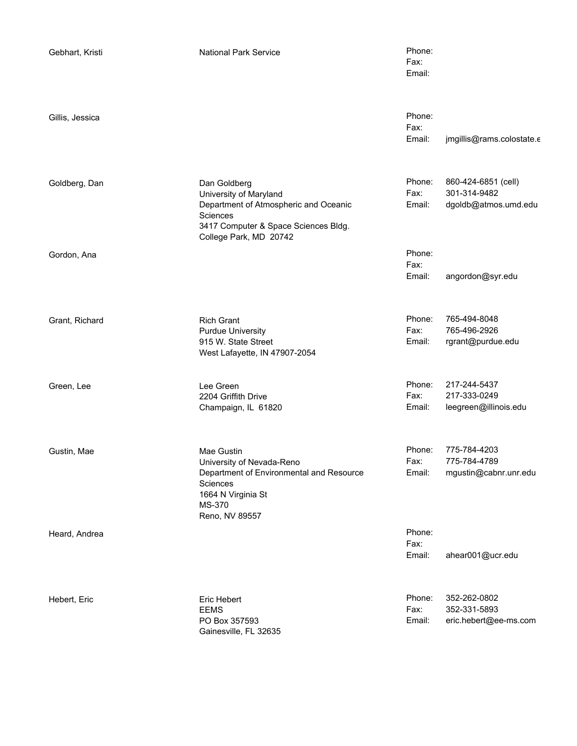| Name | Address | | Contact |
|---|---|---|---|
| Gebhart, Kristi | National Park Service | Phone: | |
| | | Fax: | |
| | | Email: | |
| Gillis, Jessica | | Phone: | |
| | | Fax: | |
| | | Email: | jmgillis@rams.colostate.e |
| Goldberg, Dan | Dan Goldberg<br>University of Maryland<br>Department of Atmospheric and Oceanic Sciences<br>3417 Computer & Space Sciences Bldg.<br>College Park, MD 20742 | Phone: | 860-424-6851 (cell) |
| | | Fax: | 301-314-9482 |
| | | Email: | dgoldb@atmos.umd.edu |
| Gordon, Ana | | Phone: | |
| | | Fax: | |
| | | Email: | angordon@syr.edu |
| Grant, Richard | Rich Grant<br>Purdue University<br>915 W. State Street<br>West Lafayette, IN 47907-2054 | Phone: | 765-494-8048 |
| | | Fax: | 765-496-2926 |
| | | Email: | rgrant@purdue.edu |
| Green, Lee | Lee Green<br>2204 Griffith Drive<br>Champaign, IL 61820 | Phone: | 217-244-5437 |
| | | Fax: | 217-333-0249 |
| | | Email: | leegreen@illinois.edu |
| Gustin, Mae | Mae Gustin<br>University of Nevada-Reno<br>Department of Environmental and Resource Sciences<br>1664 N Virginia St<br>MS-370<br>Reno, NV 89557 | Phone: | 775-784-4203 |
| | | Fax: | 775-784-4789 |
| | | Email: | mgustin@cabnr.unr.edu |
| Heard, Andrea | | Phone: | |
| | | Fax: | |
| | | Email: | ahear001@ucr.edu |
| Hebert, Eric | Eric Hebert<br>EEMS<br>PO Box 357593<br>Gainesville, FL 32635 | Phone: | 352-262-0802 |
| | | Fax: | 352-331-5893 |
| | | Email: | eric.hebert@ee-ms.com |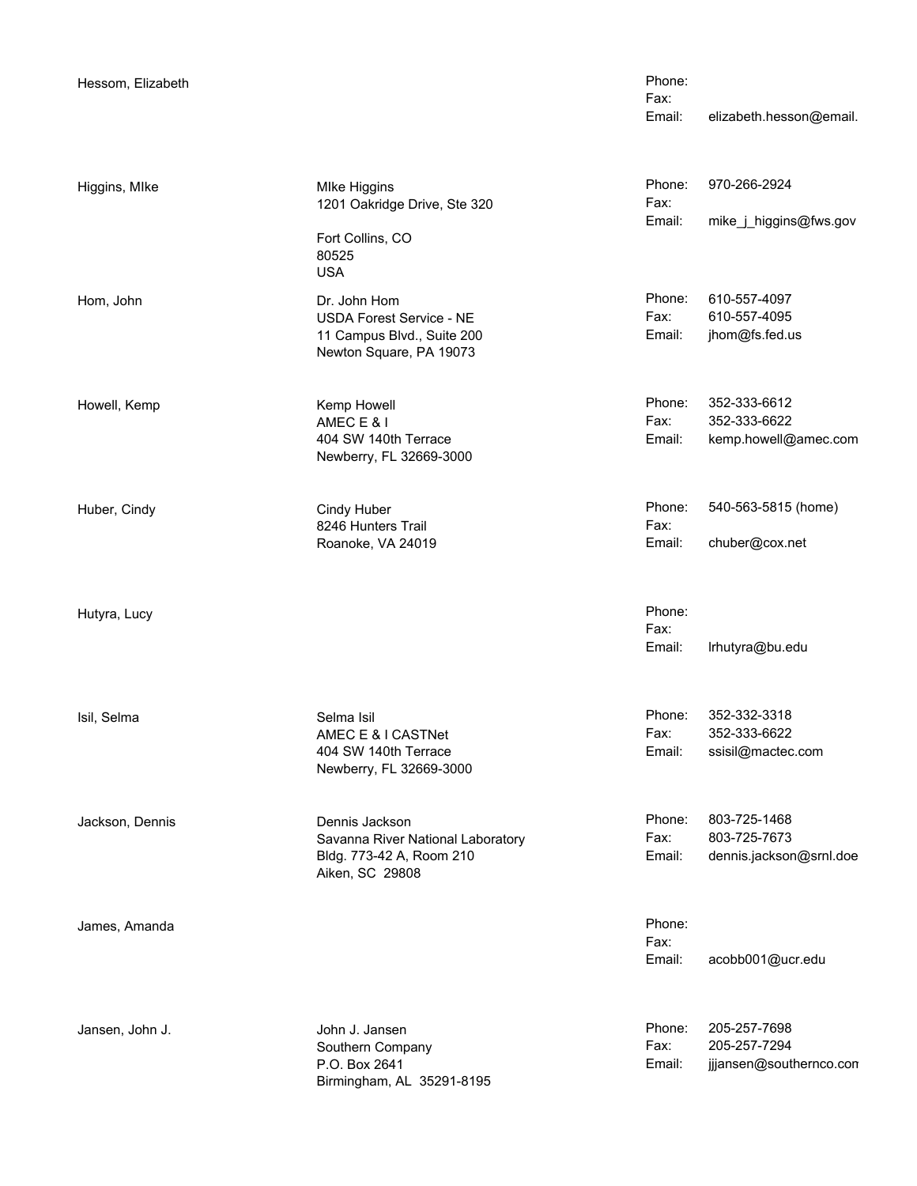| Name | Address | Contact | |
|---|---|---|---|
| Hessom, Elizabeth | | Phone: | |
| | | Fax: | |
| | | Email: | elizabeth.hesson@email. |
| Higgins, MIke | MIke Higgins<br>1201 Oakridge Drive, Ste 320<br><br>Fort Collins, CO<br>80525<br>USA | Phone: | 970-266-2924 |
| | | Fax: | |
| | | Email: | mike_j_higgins@fws.gov |
| Hom, John | Dr. John Hom<br>USDA Forest Service - NE<br>11 Campus Blvd., Suite 200<br>Newton Square, PA 19073 | Phone: | 610-557-4097 |
| | | Fax: | 610-557-4095 |
| | | Email: | jhom@fs.fed.us |
| Howell, Kemp | Kemp Howell<br>AMEC E & I<br>404 SW 140th Terrace<br>Newberry, FL 32669-3000 | Phone: | 352-333-6612 |
| | | Fax: | 352-333-6622 |
| | | Email: | kemp.howell@amec.com |
| Huber, Cindy | Cindy Huber<br>8246 Hunters Trail<br>Roanoke, VA 24019 | Phone: | 540-563-5815 (home) |
| | | Fax: | |
| | | Email: | chuber@cox.net |
| Hutyra, Lucy | | Phone: | |
| | | Fax: | |
| | | Email: | lrhutyra@bu.edu |
| Isil, Selma | Selma Isil<br>AMEC E & I CASTNet<br>404 SW 140th Terrace<br>Newberry, FL 32669-3000 | Phone: | 352-332-3318 |
| | | Fax: | 352-333-6622 |
| | | Email: | ssisil@mactec.com |
| Jackson, Dennis | Dennis Jackson<br>Savanna River National Laboratory<br>Bldg. 773-42 A, Room 210<br>Aiken, SC 29808 | Phone: | 803-725-1468 |
| | | Fax: | 803-725-7673 |
| | | Email: | dennis.jackson@srnl.doe |
| James, Amanda | | Phone: | |
| | | Fax: | |
| | | Email: | acobb001@ucr.edu |
| Jansen, John J. | John J. Jansen<br>Southern Company<br>P.O. Box 2641<br>Birmingham, AL 35291-8195 | Phone: | 205-257-7698 |
| | | Fax: | 205-257-7294 |
| | | Email: | jjjansen@southernco.con |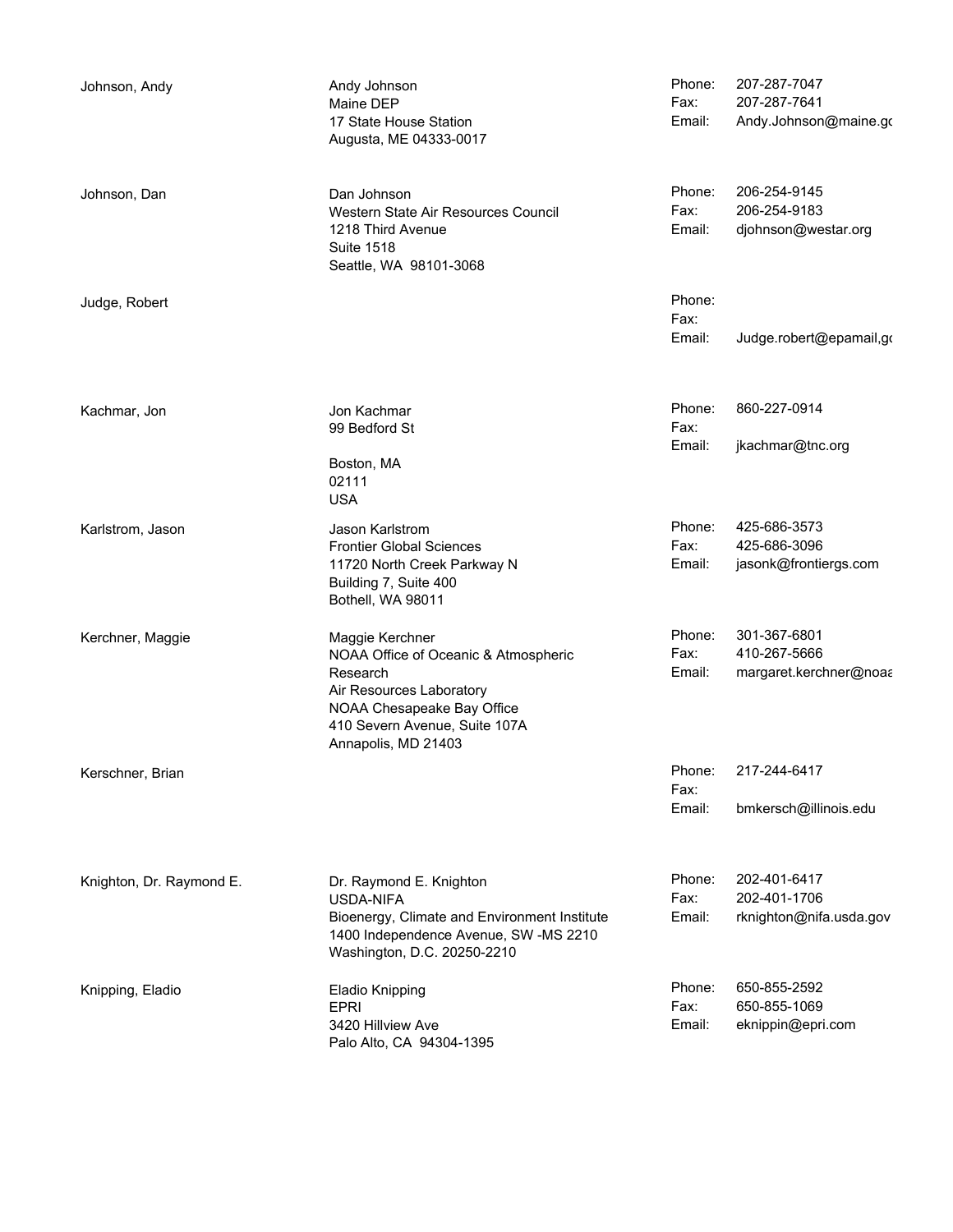| Name | Address | Contact |
|---|---|---|
| Johnson, Andy | Andy Johnson<br>Maine DEP<br>17 State House Station<br>Augusta, ME 04333-0017 | Phone: 207-287-7047<br>Fax: 207-287-7641<br>Email: Andy.Johnson@maine.go |
| Johnson, Dan | Dan Johnson<br>Western State Air Resources Council<br>1218 Third Avenue<br>Suite 1518<br>Seattle, WA 98101-3068 | Phone: 206-254-9145<br>Fax: 206-254-9183<br>Email: djohnson@westar.org |
| Judge, Robert | | Phone:<br>Fax:<br>Email: Judge.robert@epamail,go |
| Kachmar, Jon | Jon Kachmar<br>99 Bedford St<br><br>Boston, MA<br>02111<br>USA | Phone: 860-227-0914<br>Fax:<br>Email: jkachmar@tnc.org |
| Karlstrom, Jason | Jason Karlstrom<br>Frontier Global Sciences<br>11720 North Creek Parkway N<br>Building 7, Suite 400<br>Bothell, WA 98011 | Phone: 425-686-3573<br>Fax: 425-686-3096<br>Email: jasonk@frontiergs.com |
| Kerchner, Maggie | Maggie Kerchner<br>NOAA Office of Oceanic & Atmospheric Research<br>Air Resources Laboratory<br>NOAA Chesapeake Bay Office<br>410 Severn Avenue, Suite 107A<br>Annapolis, MD 21403 | Phone: 301-367-6801<br>Fax: 410-267-5666<br>Email: margaret.kerchner@noaa |
| Kerschner, Brian | | Phone: 217-244-6417<br>Fax:<br>Email: bmkersch@illinois.edu |
| Knighton, Dr. Raymond E. | Dr. Raymond E. Knighton<br>USDA-NIFA<br>Bioenergy, Climate and Environment Institute<br>1400 Independence Avenue, SW -MS 2210<br>Washington, D.C. 20250-2210 | Phone: 202-401-6417<br>Fax: 202-401-1706<br>Email: rknighton@nifa.usda.gov |
| Knipping, Eladio | Eladio Knipping<br>EPRI<br>3420 Hillview Ave<br>Palo Alto, CA 94304-1395 | Phone: 650-855-2592<br>Fax: 650-855-1069<br>Email: eknippin@epri.com |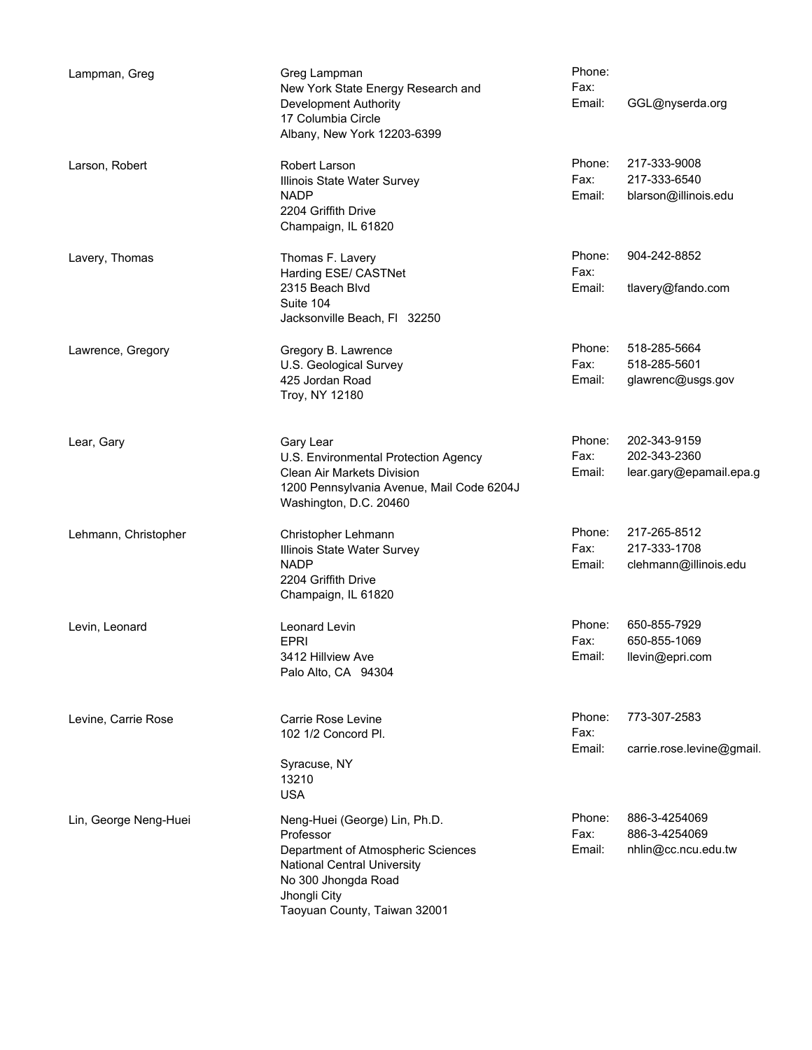| Name | Address | Contact |
|---|---|---|
| Lampman, Greg | Greg Lampman<br>New York State Energy Research and Development Authority<br>17 Columbia Circle<br>Albany, New York 12203-6399 | Phone:<br>Fax:<br>Email: GGL@nyserda.org |
| Larson, Robert | Robert Larson<br>Illinois State Water Survey<br>NADP<br>2204 Griffith Drive<br>Champaign, IL 61820 | Phone: 217-333-9008<br>Fax: 217-333-6540<br>Email: blarson@illinois.edu |
| Lavery, Thomas | Thomas F. Lavery<br>Harding ESE/ CASTNet<br>2315 Beach Blvd<br>Suite 104<br>Jacksonville Beach, Fl 32250 | Phone: 904-242-8852<br>Fax:<br>Email: tlavery@fando.com |
| Lawrence, Gregory | Gregory B. Lawrence<br>U.S. Geological Survey<br>425 Jordan Road<br>Troy, NY 12180 | Phone: 518-285-5664<br>Fax: 518-285-5601<br>Email: glawrenc@usgs.gov |
| Lear, Gary | Gary Lear<br>U.S. Environmental Protection Agency<br>Clean Air Markets Division<br>1200 Pennsylvania Avenue, Mail Code 6204J<br>Washington, D.C. 20460 | Phone: 202-343-9159<br>Fax: 202-343-2360<br>Email: lear.gary@epamail.epa.g |
| Lehmann, Christopher | Christopher Lehmann<br>Illinois State Water Survey<br>NADP<br>2204 Griffith Drive<br>Champaign, IL 61820 | Phone: 217-265-8512<br>Fax: 217-333-1708<br>Email: clehmann@illinois.edu |
| Levin, Leonard | Leonard Levin<br>EPRI<br>3412 Hillview Ave<br>Palo Alto, CA 94304 | Phone: 650-855-7929<br>Fax: 650-855-1069<br>Email: llevin@epri.com |
| Levine, Carrie Rose | Carrie Rose Levine<br>102 1/2 Concord Pl.<br><br>Syracuse, NY<br>13210<br>USA | Phone: 773-307-2583<br>Fax:<br>Email: carrie.rose.levine@gmail. |
| Lin, George Neng-Huei | Neng-Huei (George) Lin, Ph.D.<br>Professor<br>Department of Atmospheric Sciences<br>National Central University<br>No 300 Jhongda Road<br>Jhongli City<br>Taoyuan County, Taiwan 32001 | Phone: 886-3-4254069<br>Fax: 886-3-4254069<br>Email: nhlin@cc.ncu.edu.tw |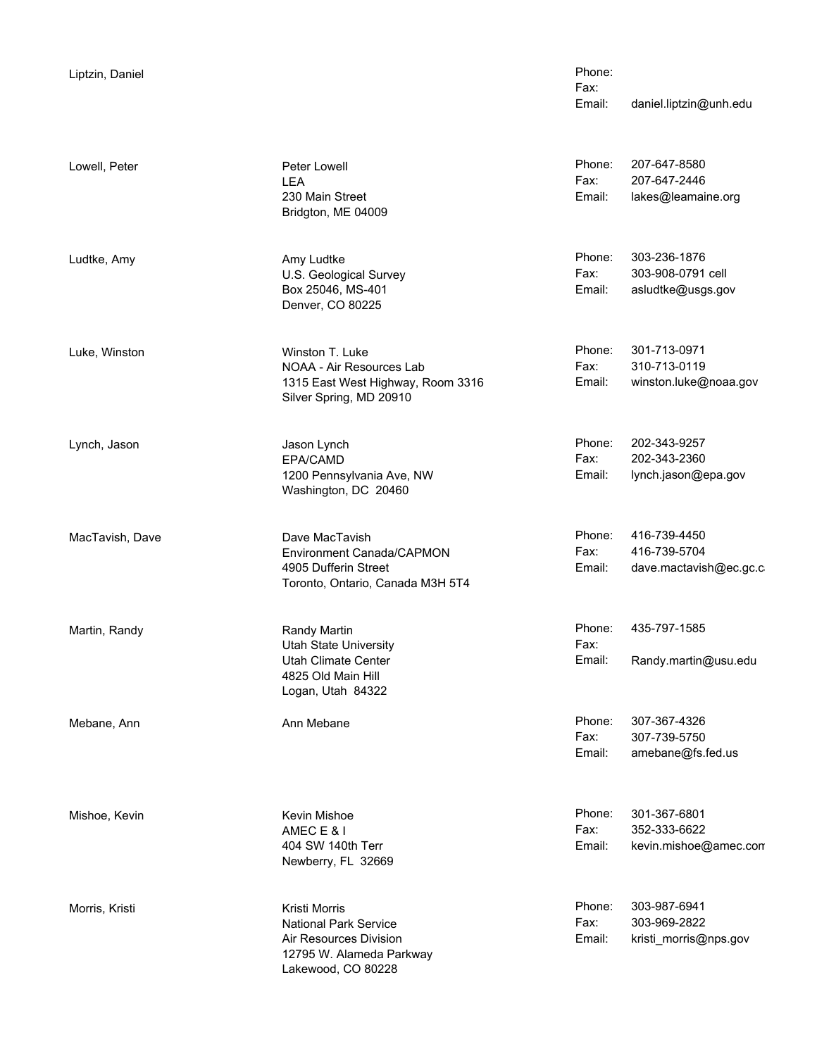| Name | Address | Contact | |
|---|---|---|---|
| Liptzin, Daniel | | Phone: | |
| | | Fax: | |
| | | Email: | daniel.liptzin@unh.edu |
| Lowell, Peter | Peter Lowell<br>LEA<br>230 Main Street<br>Bridgton, ME 04009 | Phone: | 207-647-8580 |
| | | Fax: | 207-647-2446 |
| | | Email: | lakes@leamaine.org |
| Ludtke, Amy | Amy Ludtke<br>U.S. Geological Survey<br>Box 25046, MS-401<br>Denver, CO 80225 | Phone: | 303-236-1876 |
| | | Fax: | 303-908-0791 cell |
| | | Email: | asludtke@usgs.gov |
| Luke, Winston | Winston T. Luke<br>NOAA - Air Resources Lab<br>1315 East West Highway, Room 3316<br>Silver Spring, MD 20910 | Phone: | 301-713-0971 |
| | | Fax: | 310-713-0119 |
| | | Email: | winston.luke@noaa.gov |
| Lynch, Jason | Jason Lynch<br>EPA/CAMD<br>1200 Pennsylvania Ave, NW<br>Washington, DC 20460 | Phone: | 202-343-9257 |
| | | Fax: | 202-343-2360 |
| | | Email: | lynch.jason@epa.gov |
| MacTavish, Dave | Dave MacTavish<br>Environment Canada/CAPMON<br>4905 Dufferin Street<br>Toronto, Ontario, Canada M3H 5T4 | Phone: | 416-739-4450 |
| | | Fax: | 416-739-5704 |
| | | Email: | dave.mactavish@ec.gc.c |
| Martin, Randy | Randy Martin<br>Utah State University<br>Utah Climate Center<br>4825 Old Main Hill<br>Logan, Utah 84322 | Phone: | 435-797-1585 |
| | | Fax: | |
| | | Email: | Randy.martin@usu.edu |
| Mebane, Ann | Ann Mebane | Phone: | 307-367-4326 |
| | | Fax: | 307-739-5750 |
| | | Email: | amebane@fs.fed.us |
| Mishoe, Kevin | Kevin Mishoe<br>AMEC E & I<br>404 SW 140th Terr<br>Newberry, FL 32669 | Phone: | 301-367-6801 |
| | | Fax: | 352-333-6622 |
| | | Email: | kevin.mishoe@amec.con |
| Morris, Kristi | Kristi Morris<br>National Park Service<br>Air Resources Division<br>12795 W. Alameda Parkway<br>Lakewood, CO 80228 | Phone: | 303-987-6941 |
| | | Fax: | 303-969-2822 |
| | | Email: | kristi_morris@nps.gov |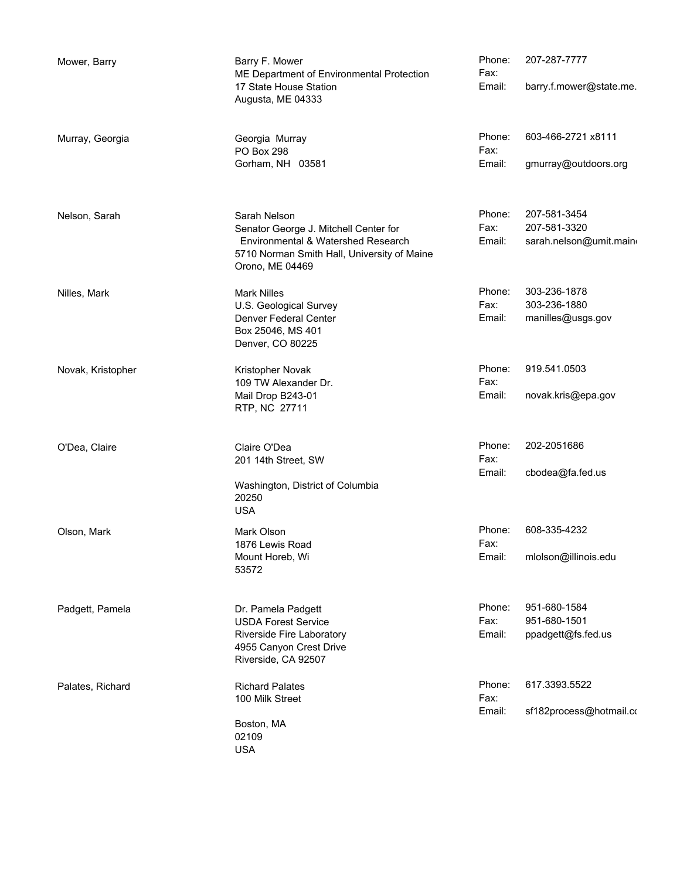| Name | Address | Contact | |
|---|---|---|---|
| Mower, Barry | Barry F. Mower<br>ME Department of Environmental Protection<br>17 State House Station<br>Augusta, ME 04333 | Phone:<br>Fax:<br>Email: | 207-287-7777<br><br>barry.f.mower@state.me. |
| Murray, Georgia | Georgia Murray<br>PO Box 298<br>Gorham, NH 03581 | Phone:<br>Fax:<br>Email: | 603-466-2721 x8111<br><br>gmurray@outdoors.org |
| Nelson, Sarah | Sarah Nelson<br>Senator George J. Mitchell Center for Environmental & Watershed Research<br>5710 Norman Smith Hall, University of Maine<br>Orono, ME 04469 | Phone:<br>Fax:<br>Email: | 207-581-3454<br>207-581-3320<br>sarah.nelson@umit.main |
| Nilles, Mark | Mark Nilles<br>U.S. Geological Survey<br>Denver Federal Center<br>Box 25046, MS 401<br>Denver, CO 80225 | Phone:<br>Fax:<br>Email: | 303-236-1878<br>303-236-1880<br>manilles@usgs.gov |
| Novak, Kristopher | Kristopher Novak<br>109 TW Alexander Dr.<br>Mail Drop B243-01<br>RTP, NC 27711 | Phone:<br>Fax:<br>Email: | 919.541.0503<br><br>novak.kris@epa.gov |
| O'Dea, Claire | Claire O'Dea<br>201 14th Street, SW<br><br>Washington, District of Columbia<br>20250<br>USA | Phone:<br>Fax:<br>Email: | 202-2051686<br><br>cbodea@fa.fed.us |
| Olson, Mark | Mark Olson<br>1876 Lewis Road<br>Mount Horeb, Wi<br>53572 | Phone:<br>Fax:<br>Email: | 608-335-4232<br><br>mlolson@illinois.edu |
| Padgett, Pamela | Dr. Pamela Padgett<br>USDA Forest Service<br>Riverside Fire Laboratory<br>4955 Canyon Crest Drive<br>Riverside, CA 92507 | Phone:<br>Fax:<br>Email: | 951-680-1584<br>951-680-1501<br>ppadgett@fs.fed.us |
| Palates, Richard | Richard Palates<br>100 Milk Street<br><br>Boston, MA<br>02109<br>USA | Phone:<br>Fax:<br>Email: | 617.3393.5522<br><br>sf182process@hotmail.co |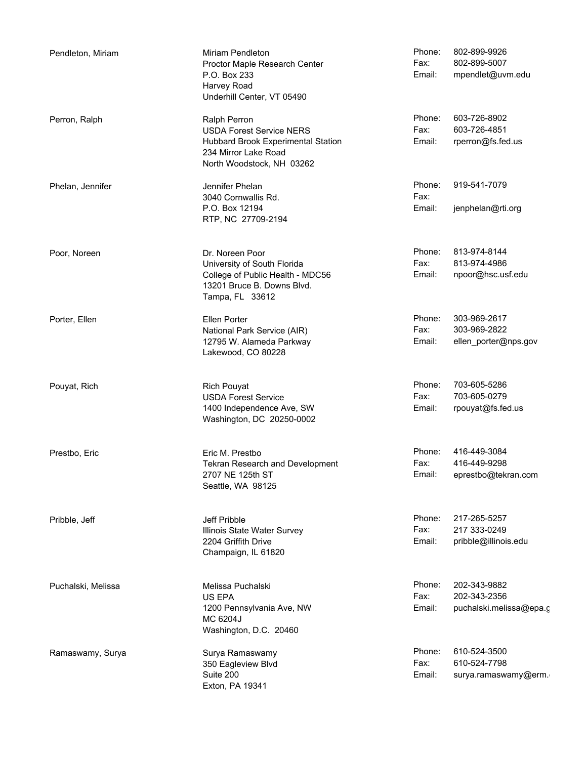| Name | Address | Contact |
| --- | --- | --- |
| Pendleton, Miriam | Miriam Pendleton<br>Proctor Maple Research Center<br>P.O. Box 233<br>Harvey Road<br>Underhill Center, VT 05490 | Phone: 802-899-9926<br>Fax: 802-899-5007<br>Email: mpendlet@uvm.edu |
| Perron, Ralph | Ralph Perron<br>USDA Forest Service NERS<br>Hubbard Brook Experimental Station<br>234 Mirror Lake Road<br>North Woodstock, NH 03262 | Phone: 603-726-8902<br>Fax: 603-726-4851<br>Email: rperron@fs.fed.us |
| Phelan, Jennifer | Jennifer Phelan<br>3040 Cornwallis Rd.<br>P.O. Box 12194<br>RTP, NC 27709-2194 | Phone: 919-541-7079<br>Fax:<br>Email: jenphelan@rti.org |
| Poor, Noreen | Dr. Noreen Poor<br>University of South Florida<br>College of Public Health - MDC56<br>13201 Bruce B. Downs Blvd.<br>Tampa, FL 33612 | Phone: 813-974-8144<br>Fax: 813-974-4986<br>Email: npoor@hsc.usf.edu |
| Porter, Ellen | Ellen Porter<br>National Park Service (AIR)<br>12795 W. Alameda Parkway<br>Lakewood, CO 80228 | Phone: 303-969-2617<br>Fax: 303-969-2822<br>Email: ellen_porter@nps.gov |
| Pouyat, Rich | Rich Pouyat<br>USDA Forest Service<br>1400 Independence Ave, SW<br>Washington, DC 20250-0002 | Phone: 703-605-5286<br>Fax: 703-605-0279<br>Email: rpouyat@fs.fed.us |
| Prestbo, Eric | Eric M. Prestbo<br>Tekran Research and Development<br>2707 NE 125th ST<br>Seattle, WA 98125 | Phone: 416-449-3084<br>Fax: 416-449-9298<br>Email: eprestbo@tekran.com |
| Pribble, Jeff | Jeff Pribble<br>Illinois State Water Survey<br>2204 Griffith Drive<br>Champaign, IL 61820 | Phone: 217-265-5257<br>Fax: 217 333-0249<br>Email: pribble@illinois.edu |
| Puchalski, Melissa | Melissa Puchalski<br>US EPA<br>1200 Pennsylvania Ave, NW<br>MC 6204J<br>Washington, D.C. 20460 | Phone: 202-343-9882<br>Fax: 202-343-2356<br>Email: puchalski.melissa@epa.g |
| Ramaswamy, Surya | Surya Ramaswamy<br>350 Eagleview Blvd<br>Suite 200<br>Exton, PA 19341 | Phone: 610-524-3500<br>Fax: 610-524-7798<br>Email: surya.ramaswamy@erm. |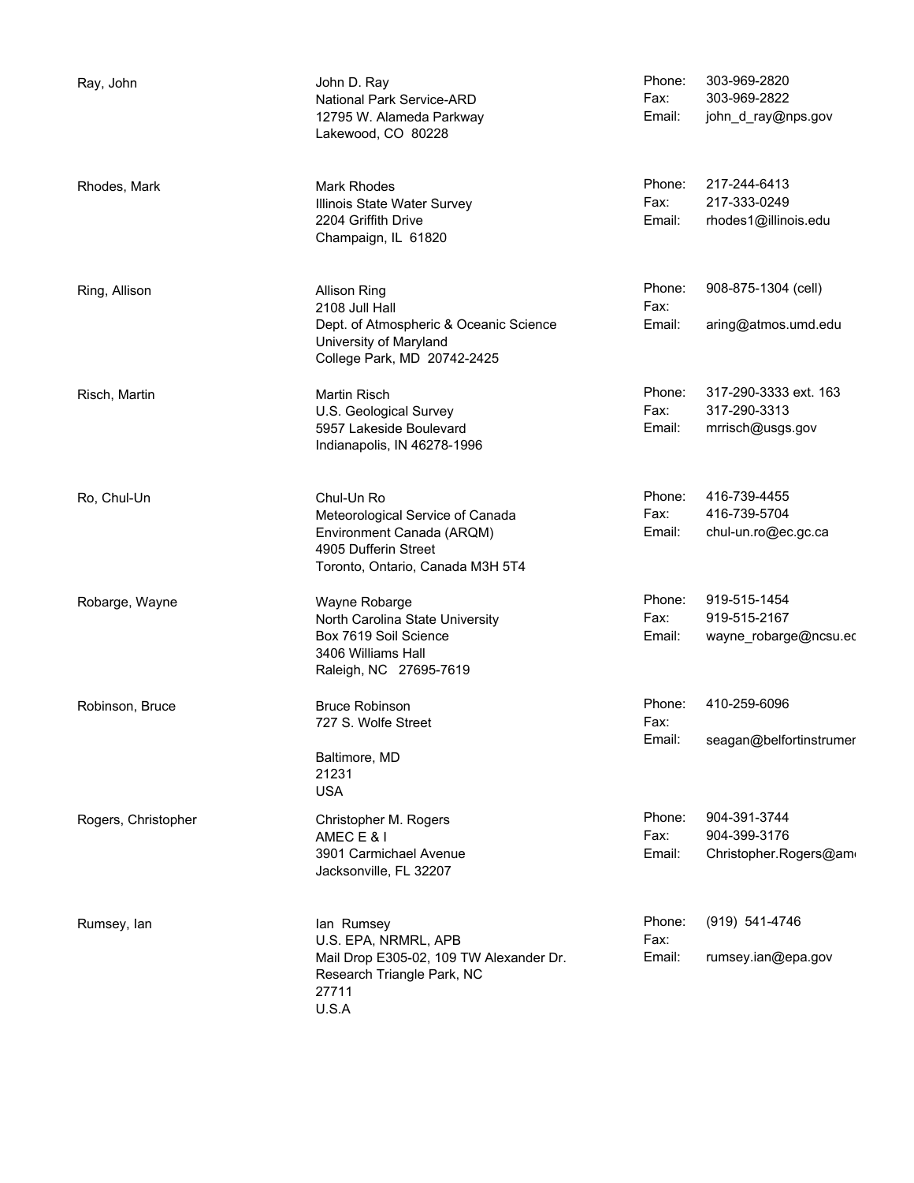| Name | Address | | Contact |
|---|---|---|---|
| Ray, John | John D. Ray<br>National Park Service-ARD<br>12795 W. Alameda Parkway<br>Lakewood, CO 80228 | Phone:<br>Fax:<br>Email: | 303-969-2820<br>303-969-2822<br>john_d_ray@nps.gov |
| Rhodes, Mark | Mark Rhodes<br>Illinois State Water Survey<br>2204 Griffith Drive<br>Champaign, IL 61820 | Phone:<br>Fax:<br>Email: | 217-244-6413<br>217-333-0249<br>rhodes1@illinois.edu |
| Ring, Allison | Allison Ring<br>2108 Jull Hall<br>Dept. of Atmospheric & Oceanic Science<br>University of Maryland<br>College Park, MD 20742-2425 | Phone:<br>Fax:<br>Email: | 908-875-1304 (cell)<br><br>aring@atmos.umd.edu |
| Risch, Martin | Martin Risch<br>U.S. Geological Survey<br>5957 Lakeside Boulevard<br>Indianapolis, IN 46278-1996 | Phone:<br>Fax:<br>Email: | 317-290-3333 ext. 163<br>317-290-3313<br>mrrisch@usgs.gov |
| Ro, Chul-Un | Chul-Un Ro<br>Meteorological Service of Canada<br>Environment Canada (ARQM)<br>4905 Dufferin Street<br>Toronto, Ontario, Canada M3H 5T4 | Phone:<br>Fax:<br>Email: | 416-739-4455<br>416-739-5704<br>chul-un.ro@ec.gc.ca |
| Robarge, Wayne | Wayne Robarge<br>North Carolina State University<br>Box 7619 Soil Science<br>3406 Williams Hall<br>Raleigh, NC 27695-7619 | Phone:<br>Fax:<br>Email: | 919-515-1454<br>919-515-2167<br>wayne_robarge@ncsu.ec |
| Robinson, Bruce | Bruce Robinson<br>727 S. Wolfe Street<br><br>Baltimore, MD<br>21231<br>USA | Phone:<br>Fax:<br>Email: | 410-259-6096<br><br>seagan@belfortinstrumer |
| Rogers, Christopher | Christopher M. Rogers<br>AMEC E & I<br>3901 Carmichael Avenue<br>Jacksonville, FL 32207 | Phone:<br>Fax:<br>Email: | 904-391-3744<br>904-399-3176<br>Christopher.Rogers@am |
| Rumsey, Ian | Ian Rumsey<br>U.S. EPA, NRMRL, APB<br>Mail Drop E305-02, 109 TW Alexander Dr.<br>Research Triangle Park, NC<br>27711<br>U.S.A | Phone:<br>Fax:<br>Email: | (919) 541-4746<br><br>rumsey.ian@epa.gov |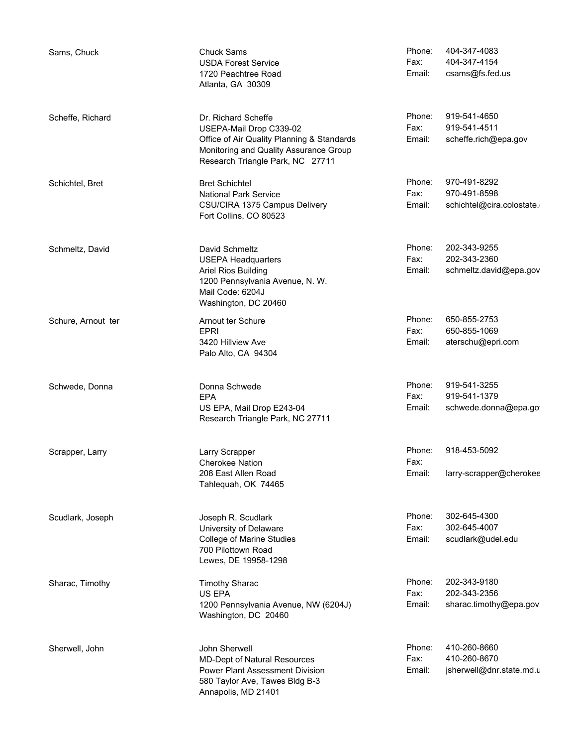| Name | Address | Contact | |
|---|---|---|---|
| Sams, Chuck | Chuck Sams<br>USDA Forest Service<br>1720 Peachtree Road<br>Atlanta, GA 30309 | Phone:<br>Fax:<br>Email: | 404-347-4083<br>404-347-4154<br>csams@fs.fed.us |
| Scheffe, Richard | Dr. Richard Scheffe<br>USEPA-Mail Drop C339-02<br>Office of Air Quality Planning & Standards<br>Monitoring and Quality Assurance Group<br>Research Triangle Park, NC 27711 | Phone:<br>Fax:<br>Email: | 919-541-4650<br>919-541-4511<br>scheffe.rich@epa.gov |
| Schichtel, Bret | Bret Schichtel<br>National Park Service<br>CSU/CIRA 1375 Campus Delivery<br>Fort Collins, CO 80523 | Phone:<br>Fax:<br>Email: | 970-491-8292<br>970-491-8598<br>schichtel@cira.colostate. |
| Schmeltz, David | David Schmeltz<br>USEPA Headquarters<br>Ariel Rios Building<br>1200 Pennsylvania Avenue, N. W.<br>Mail Code: 6204J<br>Washington, DC 20460 | Phone:<br>Fax:<br>Email: | 202-343-9255<br>202-343-2360<br>schmeltz.david@epa.gov |
| Schure, Arnout ter | Arnout ter Schure<br>EPRI<br>3420 Hillview Ave<br>Palo Alto, CA 94304 | Phone:<br>Fax:<br>Email: | 650-855-2753<br>650-855-1069<br>aterschu@epri.com |
| Schwede, Donna | Donna Schwede<br>EPA<br>US EPA, Mail Drop E243-04<br>Research Triangle Park, NC 27711 | Phone:<br>Fax:<br>Email: | 919-541-3255<br>919-541-1379<br>schwede.donna@epa.go |
| Scrapper, Larry | Larry Scrapper<br>Cherokee Nation<br>208 East Allen Road<br>Tahlequah, OK 74465 | Phone:<br>Fax:<br>Email: | 918-453-5092<br><br>larry-scrapper@cherokee |
| Scudlark, Joseph | Joseph R. Scudlark<br>University of Delaware<br>College of Marine Studies<br>700 Pilottown Road<br>Lewes, DE 19958-1298 | Phone:<br>Fax:<br>Email: | 302-645-4300<br>302-645-4007<br>scudlark@udel.edu |
| Sharac, Timothy | Timothy Sharac<br>US EPA<br>1200 Pennsylvania Avenue, NW (6204J)<br>Washington, DC 20460 | Phone:<br>Fax:<br>Email: | 202-343-9180<br>202-343-2356<br>sharac.timothy@epa.gov |
| Sherwell, John | John Sherwell<br>MD-Dept of Natural Resources<br>Power Plant Assessment Division<br>580 Taylor Ave, Tawes Bldg B-3<br>Annapolis, MD 21401 | Phone:<br>Fax:<br>Email: | 410-260-8660<br>410-260-8670<br>jsherwell@dnr.state.md.u |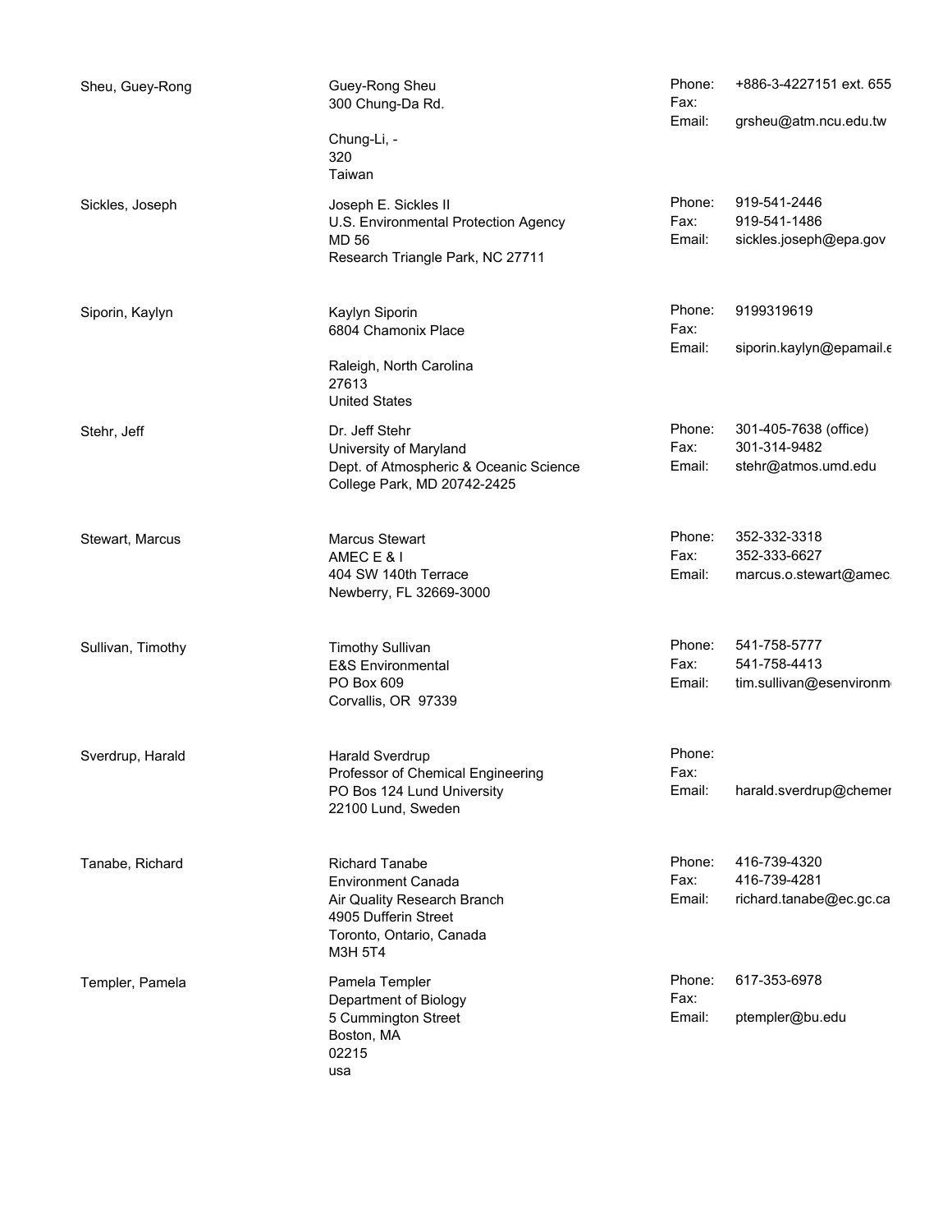| Name | Address | Contact |
| --- | --- | --- |
| Sheu, Guey-Rong | Guey-Rong Sheu<br>300 Chung-Da Rd.<br><br>Chung-Li, -<br>320<br>Taiwan | Phone: +886-3-4227151 ext. 655<br>Fax:<br>Email: grsheu@atm.ncu.edu.tw |
| Sickles, Joseph | Joseph E. Sickles II<br>U.S. Environmental Protection Agency<br>MD 56<br>Research Triangle Park, NC 27711 | Phone: 919-541-2446<br>Fax: 919-541-1486<br>Email: sickles.joseph@epa.gov |
| Siporin, Kaylyn | Kaylyn Siporin<br>6804 Chamonix Place<br><br>Raleigh, North Carolina<br>27613<br>United States | Phone: 9199319619<br>Fax:<br>Email: siporin.kaylyn@epamail.e |
| Stehr, Jeff | Dr. Jeff Stehr<br>University of Maryland<br>Dept. of Atmospheric & Oceanic Science<br>College Park, MD 20742-2425 | Phone: 301-405-7638 (office)<br>Fax: 301-314-9482<br>Email: stehr@atmos.umd.edu |
| Stewart, Marcus | Marcus Stewart<br>AMEC E & I<br>404 SW 140th Terrace<br>Newberry, FL 32669-3000 | Phone: 352-332-3318<br>Fax: 352-333-6627<br>Email: marcus.o.stewart@amec. |
| Sullivan, Timothy | Timothy Sullivan<br>E&S Environmental<br>PO Box 609<br>Corvallis, OR 97339 | Phone: 541-758-5777<br>Fax: 541-758-4413<br>Email: tim.sullivan@esenvironm |
| Sverdrup, Harald | Harald Sverdrup<br>Professor of Chemical Engineering<br>PO Bos 124 Lund University<br>22100 Lund, Sweden | Phone:<br>Fax:<br>Email: harald.sverdrup@chemer |
| Tanabe, Richard | Richard Tanabe<br>Environment Canada<br>Air Quality Research Branch<br>4905 Dufferin Street<br>Toronto, Ontario, Canada<br>M3H 5T4 | Phone: 416-739-4320<br>Fax: 416-739-4281<br>Email: richard.tanabe@ec.gc.ca |
| Templer, Pamela | Pamela Templer<br>Department of Biology<br>5 Cummington Street<br>Boston, MA<br>02215<br>usa | Phone: 617-353-6978<br>Fax:<br>Email: ptempler@bu.edu |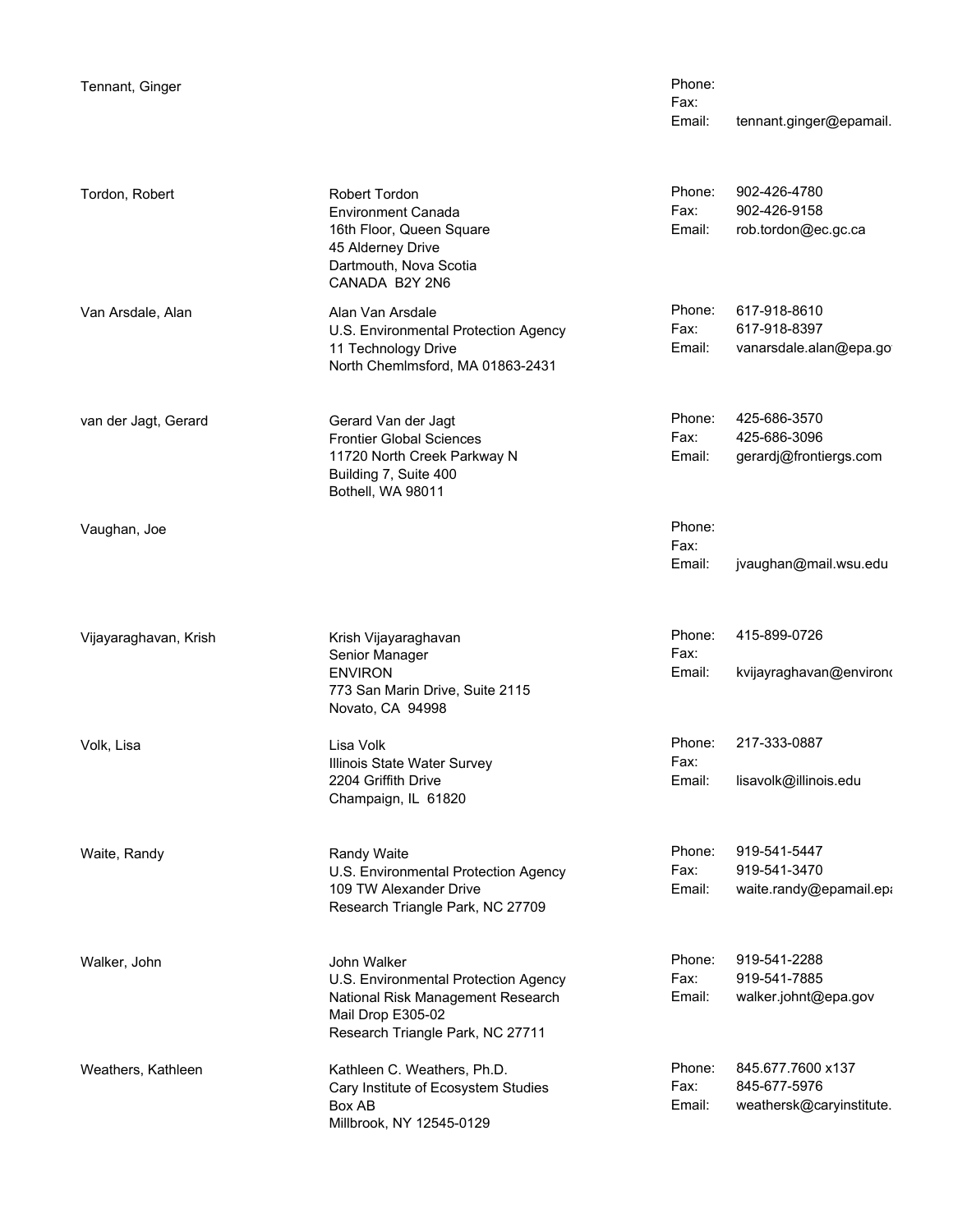| Name | Address | Contact |
|---|---|---|
| Tennant, Ginger | | Phone:<br>Fax:<br>Email: tennant.ginger@epamail. |
| Tordon, Robert | Robert Tordon<br>Environment Canada<br>16th Floor, Queen Square<br>45 Alderney Drive<br>Dartmouth, Nova Scotia<br>CANADA B2Y 2N6 | Phone: 902-426-4780<br>Fax: 902-426-9158<br>Email: rob.tordon@ec.gc.ca |
| Van Arsdale, Alan | Alan Van Arsdale<br>U.S. Environmental Protection Agency<br>11 Technology Drive<br>North Chemlmsford, MA 01863-2431 | Phone: 617-918-8610<br>Fax: 617-918-8397<br>Email: vanarsdale.alan@epa.go |
| van der Jagt, Gerard | Gerard Van der Jagt<br>Frontier Global Sciences<br>11720 North Creek Parkway N<br>Building 7, Suite 400<br>Bothell, WA 98011 | Phone: 425-686-3570<br>Fax: 425-686-3096<br>Email: gerardj@frontiergs.com |
| Vaughan, Joe | | Phone:<br>Fax:<br>Email: jvaughan@mail.wsu.edu |
| Vijayaraghavan, Krish | Krish Vijayaraghavan<br>Senior Manager<br>ENVIRON<br>773 San Marin Drive, Suite 2115<br>Novato, CA 94998 | Phone: 415-899-0726<br>Fax:<br>Email: kvijayraghavan@environ |
| Volk, Lisa | Lisa Volk<br>Illinois State Water Survey<br>2204 Griffith Drive<br>Champaign, IL 61820 | Phone: 217-333-0887<br>Fax:<br>Email: lisavolk@illinois.edu |
| Waite, Randy | Randy Waite<br>U.S. Environmental Protection Agency<br>109 TW Alexander Drive<br>Research Triangle Park, NC 27709 | Phone: 919-541-5447<br>Fax: 919-541-3470<br>Email: waite.randy@epamail.epa |
| Walker, John | John Walker<br>U.S. Environmental Protection Agency<br>National Risk Management Research<br>Mail Drop E305-02<br>Research Triangle Park, NC 27711 | Phone: 919-541-2288<br>Fax: 919-541-7885<br>Email: walker.johnt@epa.gov |
| Weathers, Kathleen | Kathleen C. Weathers, Ph.D.<br>Cary Institute of Ecosystem Studies<br>Box AB<br>Millbrook, NY 12545-0129 | Phone: 845.677.7600 x137<br>Fax: 845-677-5976<br>Email: weathersk@caryinstitute. |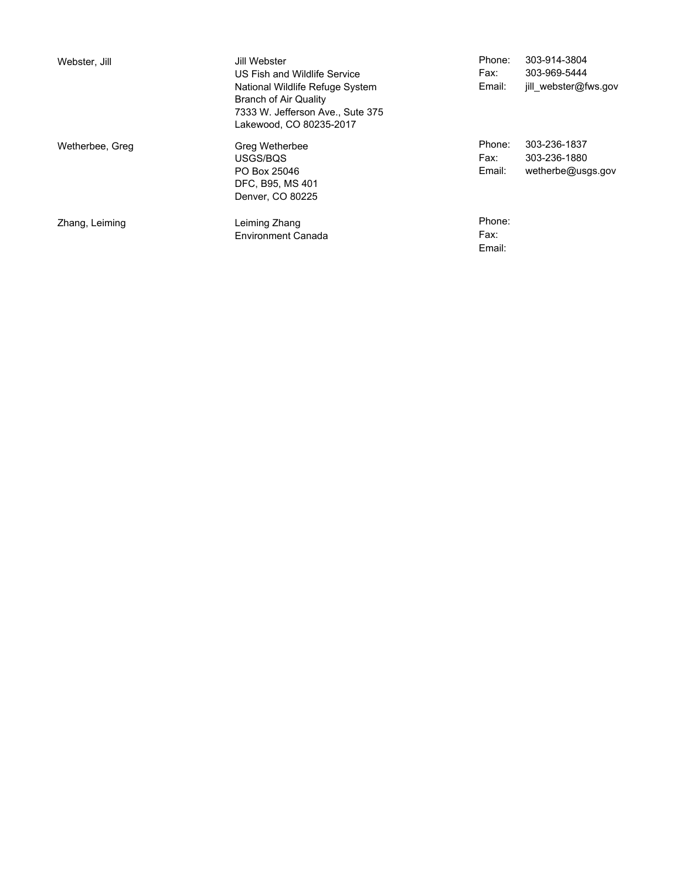| | | | |
|---|---|---|---|
| Webster, Jill | Jill Webster<br>US Fish and Wildlife Service<br>National Wildlife Refuge System<br>Branch of Air Quality<br>7333 W. Jefferson Ave., Sute 375<br>Lakewood, CO 80235-2017 | Phone:<br>Fax:<br>Email: | 303-914-3804<br>303-969-5444<br>jill_webster@fws.gov |
| Wetherbee, Greg | Greg Wetherbee<br>USGS/BQS<br>PO Box 25046<br>DFC, B95, MS 401<br>Denver, CO 80225 | Phone:<br>Fax:<br>Email: | 303-236-1837<br>303-236-1880<br>wetherbe@usgs.gov |
| Zhang, Leiming | Leiming Zhang<br>Environment Canada | Phone:<br>Fax:<br>Email: | |